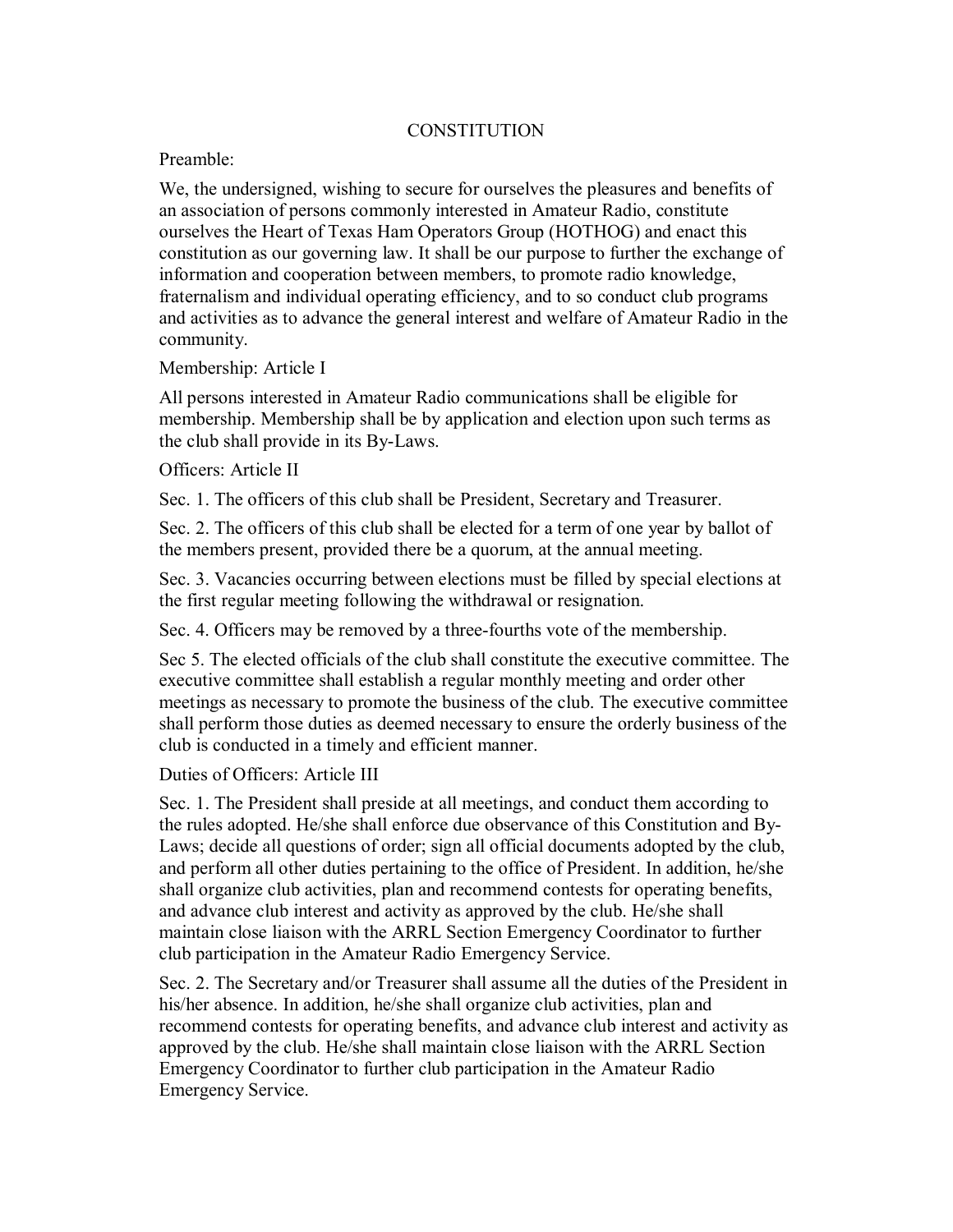# CONSTITUTION

## Preamble:

We, the undersigned, wishing to secure for ourselves the pleasures and benefits of an association of persons commonly interested in Amateur Radio, constitute ourselves the Heart of Texas Ham Operators Group (HOTHOG) and enact this constitution as our governing law. It shall be our purpose to further the exchange of information and cooperation between members, to promote radio knowledge, fraternalism and individual operating efficiency, and to so conduct club programs and activities as to advance the general interest and welfare of Amateur Radio in the community.

## Membership: Article I

All persons interested in Amateur Radio communications shall be eligible for membership. Membership shall be by application and election upon such terms as the club shall provide in its By-Laws.

## Officers: Article II

Sec. 1. The officers of this club shall be President, Secretary and Treasurer.

Sec. 2. The officers of this club shall be elected for a term of one year by ballot of the members present, provided there be a quorum, at the annual meeting.

Sec. 3. Vacancies occurring between elections must be filled by special elections at the first regular meeting following the withdrawal or resignation.

Sec. 4. Officers may be removed by a three-fourths vote of the membership.

Sec 5. The elected officials of the club shall constitute the executive committee. The executive committee shall establish a regular monthly meeting and order other meetings as necessary to promote the business of the club. The executive committee shall perform those duties as deemed necessary to ensure the orderly business of the club is conducted in a timely and efficient manner.

## Duties of Officers: Article III

Sec. 1. The President shall preside at all meetings, and conduct them according to the rules adopted. He/she shall enforce due observance of this Constitution and By-Laws; decide all questions of order; sign all official documents adopted by the club, and perform all other duties pertaining to the office of President. In addition, he/she shall organize club activities, plan and recommend contests for operating benefits, and advance club interest and activity as approved by the club. He/she shall maintain close liaison with the ARRL Section Emergency Coordinator to further club participation in the Amateur Radio Emergency Service.

Sec. 2. The Secretary and/or Treasurer shall assume all the duties of the President in his/her absence. In addition, he/she shall organize club activities, plan and recommend contests for operating benefits, and advance club interest and activity as approved by the club. He/she shall maintain close liaison with the ARRL Section Emergency Coordinator to further club participation in the Amateur Radio Emergency Service.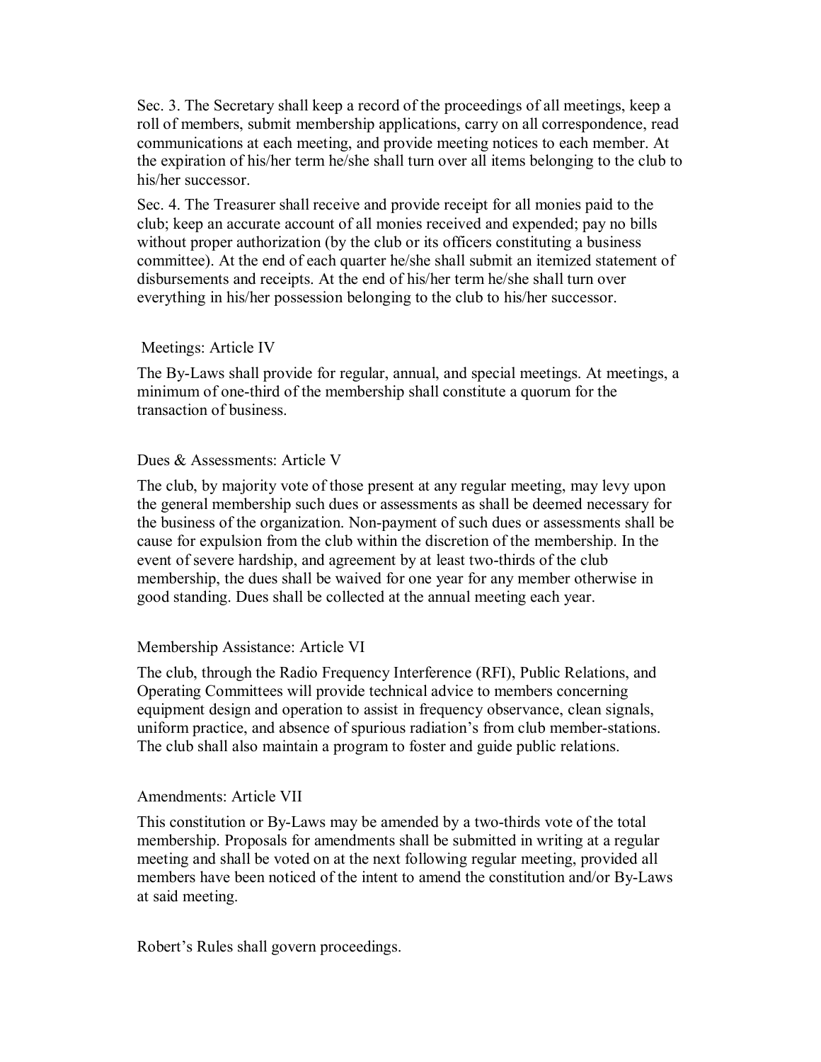Sec. 3. The Secretary shall keep a record of the proceedings of all meetings, keep a roll of members, submit membership applications, carry on all correspondence, read communications at each meeting, and provide meeting notices to each member. At the expiration of his/her term he/she shall turn over all items belonging to the club to his/her successor.

Sec. 4. The Treasurer shall receive and provide receipt for all monies paid to the club; keep an accurate account of all monies received and expended; pay no bills without proper authorization (by the club or its officers constituting a business committee). At the end of each quarter he/she shall submit an itemized statement of disbursements and receipts. At the end of his/her term he/she shall turn over everything in his/her possession belonging to the club to his/her successor.

## Meetings: Article IV

The By-Laws shall provide for regular, annual, and special meetings. At meetings, a minimum of one-third of the membership shall constitute a quorum for the transaction of business.

## Dues & Assessments: Article V

The club, by majority vote of those present at any regular meeting, may levy upon the general membership such dues or assessments as shall be deemed necessary for the business of the organization. Non-payment of such dues or assessments shall be cause for expulsion from the club within the discretion of the membership. In the event of severe hardship, and agreement by at least two-thirds of the club membership, the dues shall be waived for one year for any member otherwise in good standing. Dues shall be collected at the annual meeting each year.

## Membership Assistance: Article VI

The club, through the Radio Frequency Interference (RFI), Public Relations, and Operating Committees will provide technical advice to members concerning equipment design and operation to assist in frequency observance, clean signals, uniform practice, and absence of spurious radiation's from club member-stations. The club shall also maintain a program to foster and guide public relations.

## Amendments: Article VII

This constitution or By-Laws may be amended by a two-thirds vote of the total membership. Proposals for amendments shall be submitted in writing at a regular meeting and shall be voted on at the next following regular meeting, provided all members have been noticed of the intent to amend the constitution and/or By-Laws at said meeting.

Robert's Rules shall govern proceedings.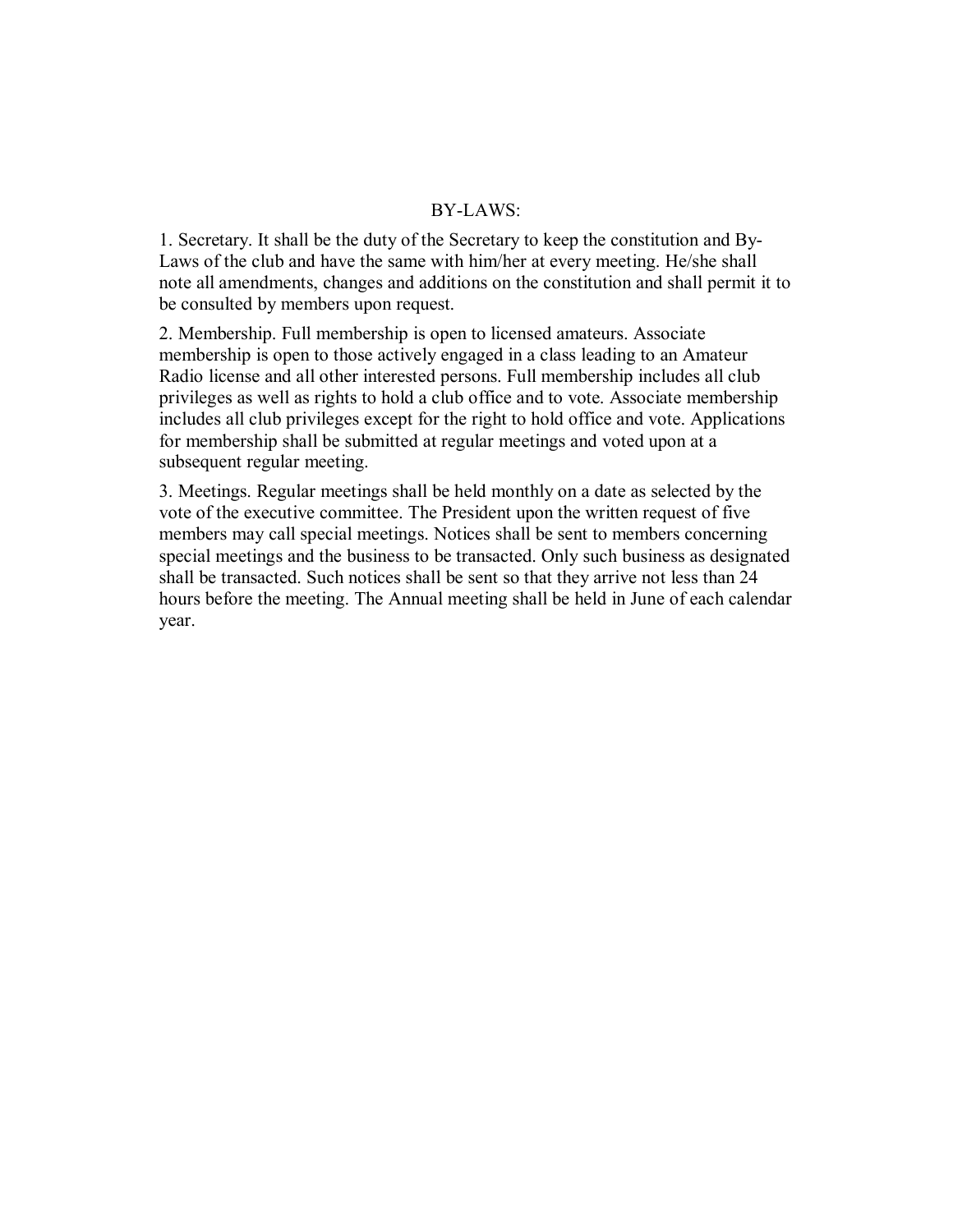## BY-LAWS:

1. Secretary. It shall be the duty of the Secretary to keep the constitution and By-Laws of the club and have the same with him/her at every meeting. He/she shall note all amendments, changes and additions on the constitution and shall permit it to be consulted by members upon request.

2. Membership. Full membership is open to licensed amateurs. Associate membership is open to those actively engaged in a class leading to an Amateur Radio license and all other interested persons. Full membership includes all club privileges as well as rights to hold a club office and to vote. Associate membership includes all club privileges except for the right to hold office and vote. Applications for membership shall be submitted at regular meetings and voted upon at a subsequent regular meeting.

3. Meetings. Regular meetings shall be held monthly on a date as selected by the vote of the executive committee. The President upon the written request of five members may call special meetings. Notices shall be sent to members concerning special meetings and the business to be transacted. Only such business as designated shall be transacted. Such notices shall be sent so that they arrive not less than 24 hours before the meeting. The Annual meeting shall be held in June of each calendar year.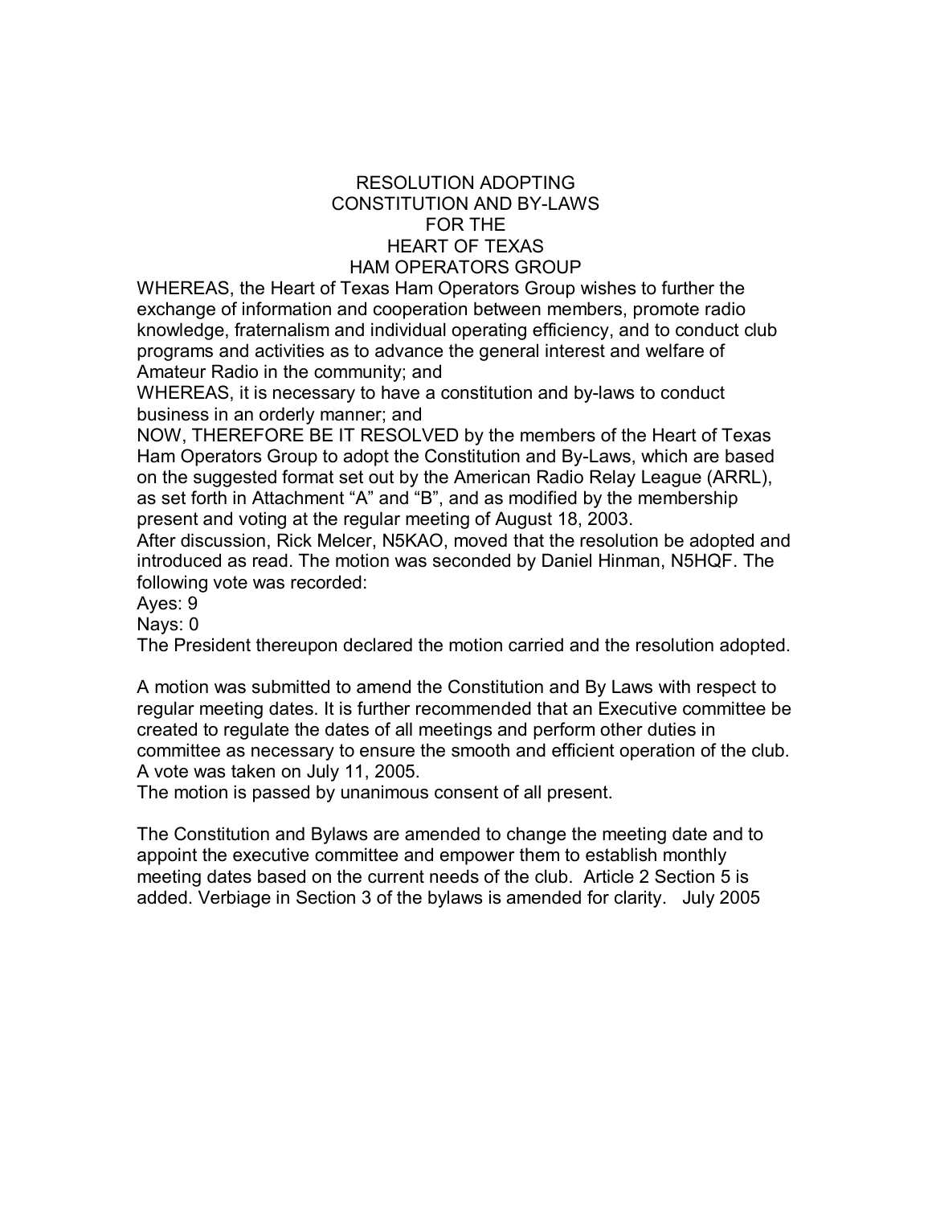# RESOLUTION ADOPTING CONSTITUTION AND BY-LAWS FOR THE HEART OF TEXAS HAM OPERATORS GROUP

WHEREAS, the Heart of Texas Ham Operators Group wishes to further the exchange of information and cooperation between members, promote radio knowledge, fraternalism and individual operating efficiency, and to conduct club programs and activities as to advance the general interest and welfare of Amateur Radio in the community; and

WHEREAS, it is necessary to have a constitution and by-laws to conduct business in an orderly manner; and

NOW, THEREFORE BE IT RESOLVED by the members of the Heart of Texas Ham Operators Group to adopt the Constitution and By-Laws, which are based on the suggested format set out by the American Radio Relay League (ARRL), as set forth in Attachment "A" and "B", and as modified by the membership present and voting at the regular meeting of August 18, 2003.

After discussion, Rick Melcer, N5KAO, moved that the resolution be adopted and introduced as read. The motion was seconded by Daniel Hinman, N5HQF. The following vote was recorded:

Ayes: 9

Nays: 0

The President thereupon declared the motion carried and the resolution adopted.

A motion was submitted to amend the Constitution and By Laws with respect to regular meeting dates. It is further recommended that an Executive committee be created to regulate the dates of all meetings and perform other duties in committee as necessary to ensure the smooth and efficient operation of the club. A vote was taken on July 11, 2005.

The motion is passed by unanimous consent of all present.

The Constitution and Bylaws are amended to change the meeting date and to appoint the executive committee and empower them to establish monthly meeting dates based on the current needs of the club. Article 2 Section 5 is added. Verbiage in Section 3 of the bylaws is amended for clarity. July 2005